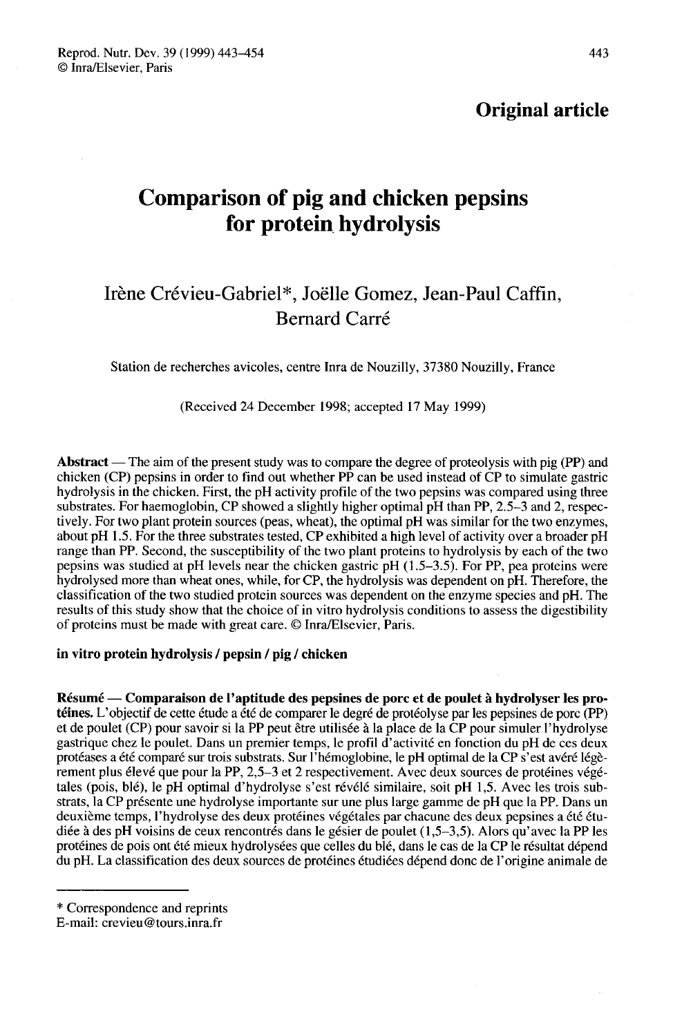**Original article**

# Comparison of pig and chicken pepsins for protein hydrolysis

Irène Crévieu-Gabriel*, Joëlle Gomez, Jean-Paul Caffin, Bernard Carré

Station de recherches avicoles, centre Inra de Nouzilly, 37380 Nouzilly, France

(Received 24 December 1998; accepted 17 May 1999)

**Abstract** — The aim of the present study was to compare the degree of proteolysis with pig (PP) and chicken (CP) pepsins in order to find out whether PP can be used instead of CP to simulate gastric hydrolysis in the chicken. First, the pH activity profile of the two pepsins was compared using three substrates. For haemoglobin, CP showed a slightly higher optimal pH than PP, 2.5–3 and 2, respectively. For two plant protein sources (peas, wheat), the optimal pH was similar for the two enzymes, about pH 1.5. For the three substrates tested, CP exhibited a high level of activity over a broader pH range than PP. Second, the susceptibility of the two plant proteins to hydrolysis by each of the two pepsins was studied at pH levels near the chicken gastric pH (1.5–3.5). For PP, pea proteins were hydrolysed more than wheat ones, while, for CP, the hydrolysis was dependent on pH. Therefore, the classification of the two studied protein sources was dependent on the enzyme species and pH. The results of this study show that the choice of in vitro hydrolysis conditions to assess the digestibility of proteins must be made with great care. © Inra/Elsevier, Paris.

**in vitro protein hydrolysis / pepsin / pig / chicken**

**Résumé — Comparaison de l'aptitude des pepsines de porc et de poulet à hydrolyser les protéines.** L'objectif de cette étude a été de comparer le degré de protéolyse par les pepsines de porc (PP) et de poulet (CP) pour savoir si la PP peut être utilisée à la place de la CP pour simuler l'hydrolyse gastrique chez le poulet. Dans un premier temps, le profil d'activité en fonction du pH de ces deux protéases a été comparé sur trois substrats. Sur l'hémoglobine, le pH optimal de la CP s'est avéré légèrement plus élevé que pour la PP, 2,5–3 et 2 respectivement. Avec deux sources de protéines végétales (pois, blé), le pH optimal d'hydrolyse s'est révélé similaire, soit pH 1,5. Avec les trois substrats, la CP présente une hydrolyse importante sur une plus large gamme de pH que la PP. Dans un deuxième temps, l'hydrolyse des deux protéines végétales par chacune des deux pepsines a été étudiée à des pH voisins de ceux rencontrés dans le gésier de poulet (1,5–3,5). Alors qu'avec la PP les protéines de pois ont été mieux hydrolysées que celles du blé, dans le cas de la CP le résultat dépend du pH. La classification des deux sources de protéines étudiées dépend donc de l'origine animale de

---

\* Correspondence and reprints
E-mail: crevieu@tours.inra.fr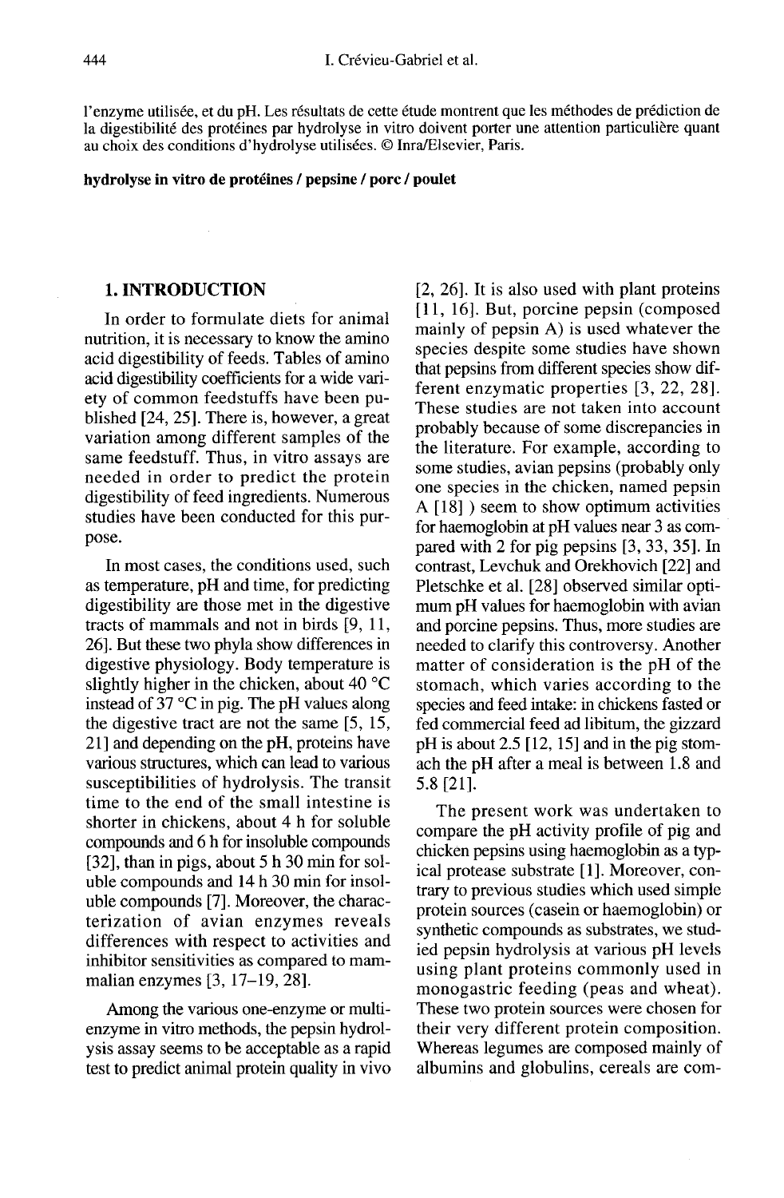l'enzyme utilisée, et du pH. Les résultats de cette étude montrent que les méthodes de prédiction de la digestibilité des protéines par hydrolyse in vitro doivent porter une attention particulière quant au choix des conditions d'hydrolyse utilisées. © Inra/Elsevier, Paris.

**hydrolyse in vitro de protéines / pepsine / porc / poulet**

## 1. INTRODUCTION

In order to formulate diets for animal nutrition, it is necessary to know the amino acid digestibility of feeds. Tables of amino acid digestibility coefficients for a wide variety of common feedstuffs have been published [24, 25]. There is, however, a great variation among different samples of the same feedstuff. Thus, in vitro assays are needed in order to predict the protein digestibility of feed ingredients. Numerous studies have been conducted for this purpose.

In most cases, the conditions used, such as temperature, pH and time, for predicting digestibility are those met in the digestive tracts of mammals and not in birds [9, 11, 26]. But these two phyla show differences in digestive physiology. Body temperature is slightly higher in the chicken, about 40 °C instead of 37 °C in pig. The pH values along the digestive tract are not the same [5, 15, 21] and depending on the pH, proteins have various structures, which can lead to various susceptibilities of hydrolysis. The transit time to the end of the small intestine is shorter in chickens, about 4 h for soluble compounds and 6 h for insoluble compounds [32], than in pigs, about 5 h 30 min for soluble compounds and 14 h 30 min for insoluble compounds [7]. Moreover, the characterization of avian enzymes reveals differences with respect to activities and inhibitor sensitivities as compared to mammalian enzymes [3, 17–19, 28].

Among the various one-enzyme or multi-enzyme in vitro methods, the pepsin hydrolysis assay seems to be acceptable as a rapid test to predict animal protein quality in vivo [2, 26]. It is also used with plant proteins [11, 16]. But, porcine pepsin (composed mainly of pepsin A) is used whatever the species despite some studies have shown that pepsins from different species show different enzymatic properties [3, 22, 28]. These studies are not taken into account probably because of some discrepancies in the literature. For example, according to some studies, avian pepsins (probably only one species in the chicken, named pepsin A [18] ) seem to show optimum activities for haemoglobin at pH values near 3 as compared with 2 for pig pepsins [3, 33, 35]. In contrast, Levchuk and Orekhovich [22] and Pletschke et al. [28] observed similar optimum pH values for haemoglobin with avian and porcine pepsins. Thus, more studies are needed to clarify this controversy. Another matter of consideration is the pH of the stomach, which varies according to the species and feed intake: in chickens fasted or fed commercial feed ad libitum, the gizzard pH is about 2.5 [12, 15] and in the pig stomach the pH after a meal is between 1.8 and 5.8 [21].

The present work was undertaken to compare the pH activity profile of pig and chicken pepsins using haemoglobin as a typical protease substrate [1]. Moreover, contrary to previous studies which used simple protein sources (casein or haemoglobin) or synthetic compounds as substrates, we studied pepsin hydrolysis at various pH levels using plant proteins commonly used in monogastric feeding (peas and wheat). These two protein sources were chosen for their very different protein composition. Whereas legumes are composed mainly of albumins and globulins, cereals are com-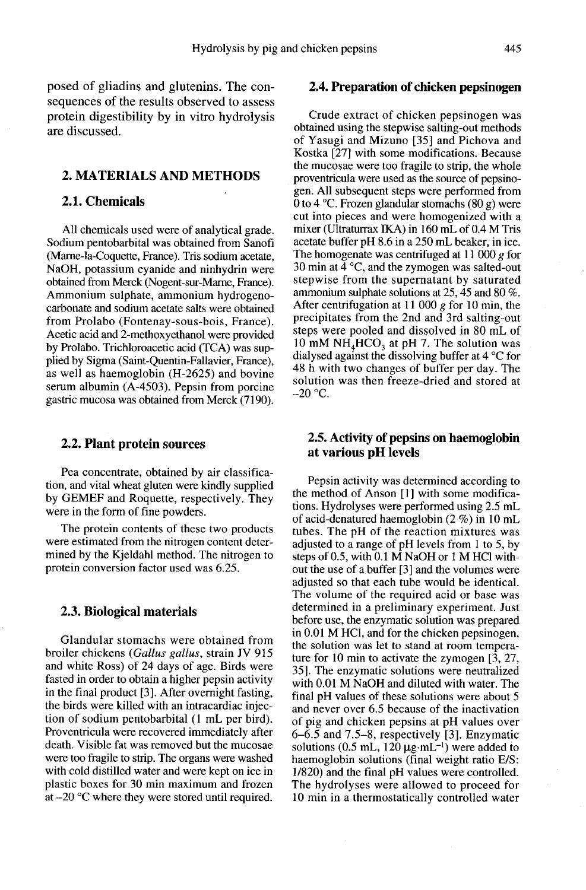posed of gliadins and glutenins. The consequences of the results observed to assess protein digestibility by in vitro hydrolysis are discussed.

## 2. MATERIALS AND METHODS

### 2.1. Chemicals

All chemicals used were of analytical grade. Sodium pentobarbital was obtained from Sanofi (Marne-la-Coquette, France). Tris sodium acetate, NaOH, potassium cyanide and ninhydrin were obtained from Merck (Nogent-sur-Marne, France). Ammonium sulphate, ammonium hydrogenocarbonate and sodium acetate salts were obtained from Prolabo (Fontenay-sous-bois, France). Acetic acid and 2-methoxyethanol were provided by Prolabo. Trichloroacetic acid (TCA) was supplied by Sigma (Saint-Quentin-Fallavier, France), as well as haemoglobin (H-2625) and bovine serum albumin (A-4503). Pepsin from porcine gastric mucosa was obtained from Merck (7190).

### 2.2. Plant protein sources

Pea concentrate, obtained by air classification, and vital wheat gluten were kindly supplied by GEMEF and Roquette, respectively. They were in the form of fine powders.

The protein contents of these two products were estimated from the nitrogen content determined by the Kjeldahl method. The nitrogen to protein conversion factor used was 6.25.

### 2.3. Biological materials

Glandular stomachs were obtained from broiler chickens (*Gallus gallus*, strain JV 915 and white Ross) of 24 days of age. Birds were fasted in order to obtain a higher pepsin activity in the final product [3]. After overnight fasting, the birds were killed with an intracardiac injection of sodium pentobarbital (1 mL per bird). Proventricula were recovered immediately after death. Visible fat was removed but the mucosae were too fragile to strip. The organs were washed with cold distilled water and were kept on ice in plastic boxes for 30 min maximum and frozen at –20 °C where they were stored until required.

### 2.4. Preparation of chicken pepsinogen

Crude extract of chicken pepsinogen was obtained using the stepwise salting-out methods of Yasugi and Mizuno [35] and Pichova and Kostka [27] with some modifications. Because the mucosae were too fragile to strip, the whole proventricula were used as the source of pepsinogen. All subsequent steps were performed from 0 to 4 °C. Frozen glandular stomachs (80 g) were cut into pieces and were homogenized with a mixer (Ultraturrax IKA) in 160 mL of 0.4 M Tris acetate buffer pH 8.6 in a 250 mL beaker, in ice. The homogenate was centrifuged at 11 000 *g* for 30 min at 4 °C, and the zymogen was salted-out stepwise from the supernatant by saturated ammonium sulphate solutions at 25, 45 and 80 %. After centrifugation at 11 000 *g* for 10 min, the precipitates from the 2nd and 3rd salting-out steps were pooled and dissolved in 80 mL of 10 mM $NH_4HCO_3$ at pH 7. The solution was dialysed against the dissolving buffer at 4 °C for 48 h with two changes of buffer per day. The solution was then freeze-dried and stored at –20 °C.

### 2.5. Activity of pepsins on haemoglobin at various pH levels

Pepsin activity was determined according to the method of Anson [1] with some modifications. Hydrolyses were performed using 2.5 mL of acid-denatured haemoglobin (2 %) in 10 mL tubes. The pH of the reaction mixtures was adjusted to a range of pH levels from 1 to 5, by steps of 0.5, with 0.1 M NaOH or 1 M HCl without the use of a buffer [3] and the volumes were adjusted so that each tube would be identical. The volume of the required acid or base was determined in a preliminary experiment. Just before use, the enzymatic solution was prepared in 0.01 M HCl, and for the chicken pepsinogen, the solution was let to stand at room temperature for 10 min to activate the zymogen [3, 27, 35]. The enzymatic solutions were neutralized with 0.01 M NaOH and diluted with water. The final pH values of these solutions were about 5 and never over 6.5 because of the inactivation of pig and chicken pepsins at pH values over 6–6.5 and 7.5–8, respectively [3]. Enzymatic solutions (0.5 mL, 120 $\mu g \cdot mL^{-1}$) were added to haemoglobin solutions (final weight ratio E/S: 1/820) and the final pH values were controlled. The hydrolyses were allowed to proceed for 10 min in a thermostatically controlled water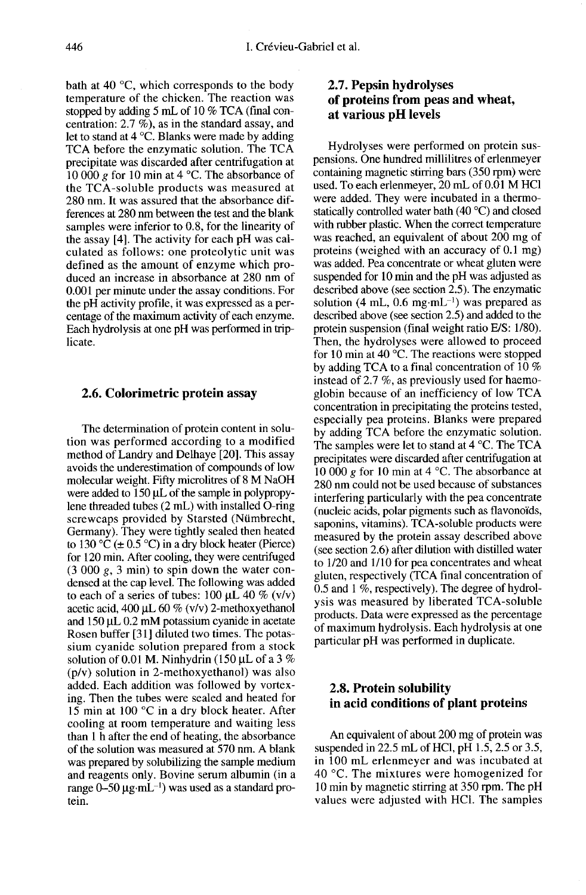bath at 40 °C, which corresponds to the body temperature of the chicken. The reaction was stopped by adding 5 mL of 10 % TCA (final concentration: 2.7 %), as in the standard assay, and let to stand at 4 °C. Blanks were made by adding TCA before the enzymatic solution. The TCA precipitate was discarded after centrifugation at 10 000 $g$ for 10 min at 4 °C. The absorbance of the TCA-soluble products was measured at 280 nm. It was assured that the absorbance differences at 280 nm between the test and the blank samples were inferior to 0.8, for the linearity of the assay [4]. The activity for each pH was calculated as follows: one proteolytic unit was defined as the amount of enzyme which produced an increase in absorbance at 280 nm of 0.001 per minute under the assay conditions. For the pH activity profile, it was expressed as a percentage of the maximum activity of each enzyme. Each hydrolysis at one pH was performed in triplicate.

## 2.6. Colorimetric protein assay

The determination of protein content in solution was performed according to a modified method of Landry and Delhaye [20]. This assay avoids the underestimation of compounds of low molecular weight. Fifty microlitres of 8 M NaOH were added to 150 µL of the sample in polypropylene threaded tubes (2 mL) with installed O-ring screwcaps provided by Starsted (Nümbrecht, Germany). They were tightly sealed then heated to 130 °C (± 0.5 °C) in a dry block heater (Pierce) for 120 min. After cooling, they were centrifuged (3 000 $g$, 3 min) to spin down the water condensed at the cap level. The following was added to each of a series of tubes: 100 µL 40 % (v/v) acetic acid, 400 µL 60 % (v/v) 2-methoxyethanol and 150 µL 0.2 mM potassium cyanide in acetate Rosen buffer [31] diluted two times. The potassium cyanide solution prepared from a stock solution of 0.01 M. Ninhydrin (150 µL of a 3 % (p/v) solution in 2-methoxyethanol) was also added. Each addition was followed by vortexing. Then the tubes were sealed and heated for 15 min at 100 °C in a dry block heater. After cooling at room temperature and waiting less than 1 h after the end of heating, the absorbance of the solution was measured at 570 nm. A blank was prepared by solubilizing the sample medium and reagents only. Bovine serum albumin (in a range 0–50 $\mu g \cdot mL^{-1}$) was used as a standard protein.

## 2.7. Pepsin hydrolyses of proteins from peas and wheat, at various pH levels

Hydrolyses were performed on protein suspensions. One hundred millilitres of erlenmeyer containing magnetic stirring bars (350 rpm) were used. To each erlenmeyer, 20 mL of 0.01 M HCl were added. They were incubated in a thermostatically controlled water bath (40 °C) and closed with rubber plastic. When the correct temperature was reached, an equivalent of about 200 mg of proteins (weighed with an accuracy of 0.1 mg) was added. Pea concentrate or wheat gluten were suspended for 10 min and the pH was adjusted as described above (see section 2.5). The enzymatic solution (4 mL, 0.6 $mg \cdot mL^{-1}$) was prepared as described above (see section 2.5) and added to the protein suspension (final weight ratio E/S: 1/80). Then, the hydrolyses were allowed to proceed for 10 min at 40 °C. The reactions were stopped by adding TCA to a final concentration of 10 % instead of 2.7 %, as previously used for haemoglobin because of an inefficiency of low TCA concentration in precipitating the proteins tested, especially pea proteins. Blanks were prepared by adding TCA before the enzymatic solution. The samples were let to stand at 4 °C. The TCA precipitates were discarded after centrifugation at 10 000 $g$ for 10 min at 4 °C. The absorbance at 280 nm could not be used because of substances interfering particularly with the pea concentrate (nucleic acids, polar pigments such as flavonoïds, saponins, vitamins). TCA-soluble products were measured by the protein assay described above (see section 2.6) after dilution with distilled water to 1/20 and 1/10 for pea concentrates and wheat gluten, respectively (TCA final concentration of 0.5 and 1 %, respectively). The degree of hydrolysis was measured by liberated TCA-soluble products. Data were expressed as the percentage of maximum hydrolysis. Each hydrolysis at one particular pH was performed in duplicate.

## 2.8. Protein solubility in acid conditions of plant proteins

An equivalent of about 200 mg of protein was suspended in 22.5 mL of HCl, pH 1.5, 2.5 or 3.5, in 100 mL erlenmeyer and was incubated at 40 °C. The mixtures were homogenized for 10 min by magnetic stirring at 350 rpm. The pH values were adjusted with HCl. The samples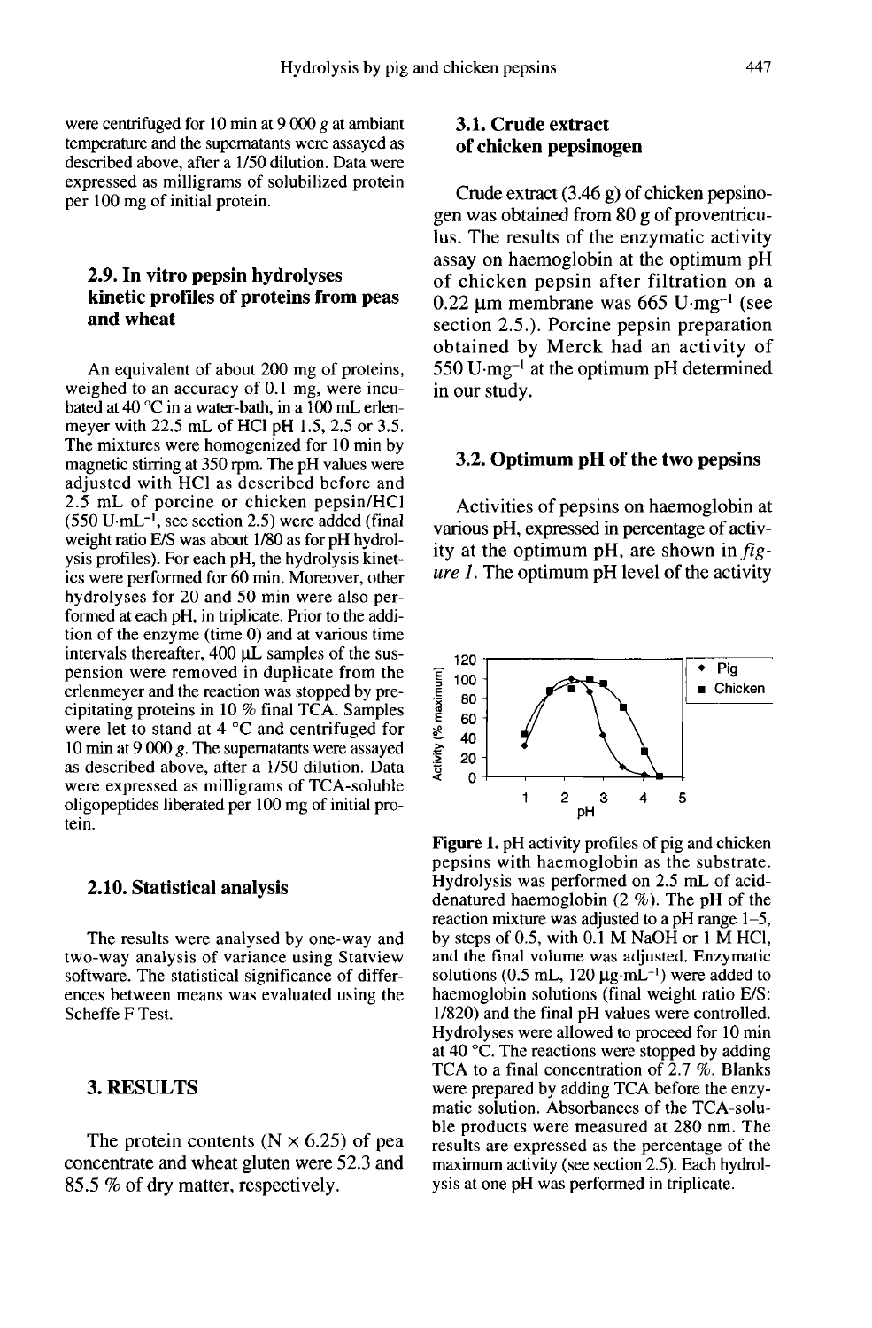were centrifuged for 10 min at 9 000 *g* at ambiant temperature and the supernatants were assayed as described above, after a 1/50 dilution. Data were expressed as milligrams of solubilized protein per 100 mg of initial protein.

### 2.9. In vitro pepsin hydrolyses kinetic profiles of proteins from peas and wheat

An equivalent of about 200 mg of proteins, weighed to an accuracy of 0.1 mg, were incubated at 40 °C in a water-bath, in a 100 mL erlenmeyer with 22.5 mL of HCl pH 1.5, 2.5 or 3.5. The mixtures were homogenized for 10 min by magnetic stirring at 350 rpm. The pH values were adjusted with HCl as described before and 2.5 mL of porcine or chicken pepsin/HCl (550 U·mL$^{-1}$, see section 2.5) were added (final weight ratio E/S was about 1/80 as for pH hydrolysis profiles). For each pH, the hydrolysis kinetics were performed for 60 min. Moreover, other hydrolyses for 20 and 50 min were also performed at each pH, in triplicate. Prior to the addition of the enzyme (time 0) and at various time intervals thereafter, 400 µL samples of the suspension were removed in duplicate from the erlenmeyer and the reaction was stopped by precipitating proteins in 10 % final TCA. Samples were let to stand at 4 °C and centrifuged for 10 min at 9 000 *g*. The supernatants were assayed as described above, after a 1/50 dilution. Data were expressed as milligrams of TCA-soluble oligopeptides liberated per 100 mg of initial protein.

### 2.10. Statistical analysis

The results were analysed by one-way and two-way analysis of variance using Statview software. The statistical significance of differences between means was evaluated using the Scheffe F Test.

## 3. RESULTS

The protein contents (N × 6.25) of pea concentrate and wheat gluten were 52.3 and 85.5 % of dry matter, respectively.

### 3.1. Crude extract of chicken pepsinogen

Crude extract (3.46 g) of chicken pepsinogen was obtained from 80 g of proventriculus. The results of the enzymatic activity assay on haemoglobin at the optimum pH of chicken pepsin after filtration on a 0.22 µm membrane was 665 U·mg$^{-1}$ (see section 2.5.). Porcine pepsin preparation obtained by Merck had an activity of 550 U·mg$^{-1}$ at the optimum pH determined in our study.

### 3.2. Optimum pH of the two pepsins

Activities of pepsins on haemoglobin at various pH, expressed in percentage of activity at the optimum pH, are shown in *figure 1*. The optimum pH level of the activity

**Figure 1.** pH activity profiles of pig and chicken pepsins with haemoglobin as the substrate. Hydrolysis was performed on 2.5 mL of acid-denatured haemoglobin (2 %). The pH of the reaction mixture was adjusted to a pH range 1–5, by steps of 0.5, with 0.1 M NaOH or 1 M HCl, and the final volume was adjusted. Enzymatic solutions (0.5 mL, 120 µg·mL$^{-1}$) were added to haemoglobin solutions (final weight ratio E/S: 1/820) and the final pH values were controlled. Hydrolyses were allowed to proceed for 10 min at 40 °C. The reactions were stopped by adding TCA to a final concentration of 2.7 %. Blanks were prepared by adding TCA before the enzymatic solution. Absorbances of the TCA-soluble products were measured at 280 nm. The results are expressed as the percentage of the maximum activity (see section 2.5). Each hydrolysis at one pH was performed in triplicate.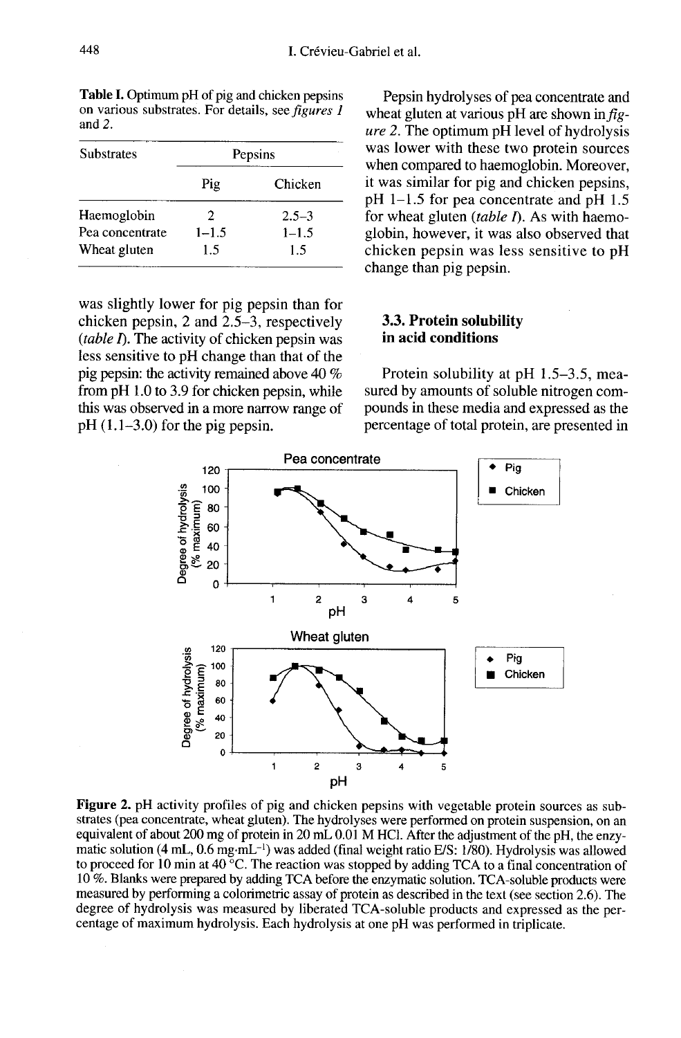**Table I.** Optimum pH of pig and chicken pepsins on various substrates. For details, see *figures 1* and *2*.

| Substrates | Pepsins | |
|---|---|---|
| | Pig | Chicken |
| Haemoglobin | 2 | 2.5–3 |
| Pea concentrate | 1–1.5 | 1–1.5 |
| Wheat gluten | 1.5 | 1.5 |

was slightly lower for pig pepsin than for chicken pepsin, 2 and 2.5–3, respectively (*table I*). The activity of chicken pepsin was less sensitive to pH change than that of the pig pepsin: the activity remained above 40 % from pH 1.0 to 3.9 for chicken pepsin, while this was observed in a more narrow range of pH (1.1–3.0) for the pig pepsin.

Pepsin hydrolyses of pea concentrate and wheat gluten at various pH are shown in *figure 2*. The optimum pH level of hydrolysis was lower with these two protein sources when compared to haemoglobin. Moreover, it was similar for pig and chicken pepsins, pH 1–1.5 for pea concentrate and pH 1.5 for wheat gluten (*table I*). As with haemoglobin, however, it was also observed that chicken pepsin was less sensitive to pH change than pig pepsin.

### 3.3. Protein solubility in acid conditions

Protein solubility at pH 1.5–3.5, measured by amounts of soluble nitrogen compounds in these media and expressed as the percentage of total protein, are presented in

**Figure 2.** pH activity profiles of pig and chicken pepsins with vegetable protein sources as substrates (pea concentrate, wheat gluten). The hydrolyses were performed on protein suspension, on an equivalent of about 200 mg of protein in 20 mL 0.01 M HCl. After the adjustment of the pH, the enzymatic solution (4 mL, 0.6 mg·mL$^{-1}$) was added (final weight ratio E/S: 1/80). Hydrolysis was allowed to proceed for 10 min at 40 °C. The reaction was stopped by adding TCA to a final concentration of 10 %. Blanks were prepared by adding TCA before the enzymatic solution. TCA-soluble products were measured by performing a colorimetric assay of protein as described in the text (see section 2.6). The degree of hydrolysis was measured by liberated TCA-soluble products and expressed as the percentage of maximum hydrolysis. Each hydrolysis at one pH was performed in triplicate.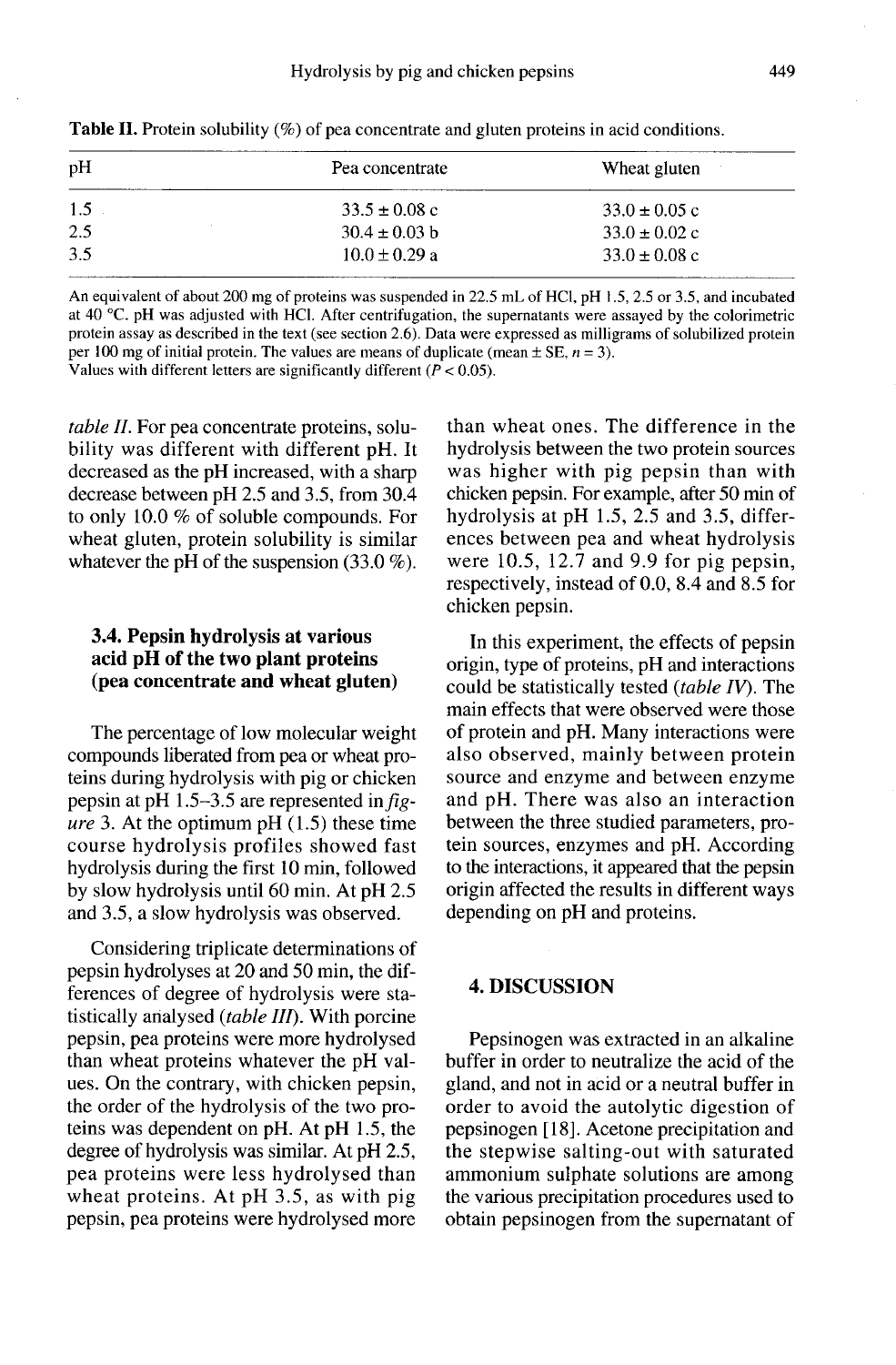**Table II.** Protein solubility (%) of pea concentrate and gluten proteins in acid conditions.

| pH | Pea concentrate | Wheat gluten |
|---|---|---|
| 1.5 | 33.5 ± 0.08 c | 33.0 ± 0.05 c |
| 2.5 | 30.4 ± 0.03 b | 33.0 ± 0.02 c |
| 3.5 | 10.0 ± 0.29 a | 33.0 ± 0.08 c |

An equivalent of about 200 mg of proteins was suspended in 22.5 mL of HCl, pH 1.5, 2.5 or 3.5, and incubated at 40 °C. pH was adjusted with HCl. After centrifugation, the supernatants were assayed by the colorimetric protein assay as described in the text (see section 2.6). Data were expressed as milligrams of solubilized protein per 100 mg of initial protein. The values are means of duplicate (mean ± SE, $n = 3$).
Values with different letters are significantly different ($P < 0.05$).

*table II.* For pea concentrate proteins, solubility was different with different pH. It decreased as the pH increased, with a sharp decrease between pH 2.5 and 3.5, from 30.4 to only 10.0 % of soluble compounds. For wheat gluten, protein solubility is similar whatever the pH of the suspension (33.0 %).

### 3.4. Pepsin hydrolysis at various acid pH of the two plant proteins (pea concentrate and wheat gluten)

The percentage of low molecular weight compounds liberated from pea or wheat proteins during hydrolysis with pig or chicken pepsin at pH 1.5–3.5 are represented in *figure* 3. At the optimum pH (1.5) these time course hydrolysis profiles showed fast hydrolysis during the first 10 min, followed by slow hydrolysis until 60 min. At pH 2.5 and 3.5, a slow hydrolysis was observed.

Considering triplicate determinations of pepsin hydrolyses at 20 and 50 min, the differences of degree of hydrolysis were statistically analysed *(table III)*. With porcine pepsin, pea proteins were more hydrolysed than wheat proteins whatever the pH values. On the contrary, with chicken pepsin, the order of the hydrolysis of the two proteins was dependent on pH. At pH 1.5, the degree of hydrolysis was similar. At pH 2.5, pea proteins were less hydrolysed than wheat proteins. At pH 3.5, as with pig pepsin, pea proteins were hydrolysed more than wheat ones. The difference in the hydrolysis between the two protein sources was higher with pig pepsin than with chicken pepsin. For example, after 50 min of hydrolysis at pH 1.5, 2.5 and 3.5, differences between pea and wheat hydrolysis were 10.5, 12.7 and 9.9 for pig pepsin, respectively, instead of 0.0, 8.4 and 8.5 for chicken pepsin.

In this experiment, the effects of pepsin origin, type of proteins, pH and interactions could be statistically tested *(table IV)*. The main effects that were observed were those of protein and pH. Many interactions were also observed, mainly between protein source and enzyme and between enzyme and pH. There was also an interaction between the three studied parameters, protein sources, enzymes and pH. According to the interactions, it appeared that the pepsin origin affected the results in different ways depending on pH and proteins.

## 4. DISCUSSION

Pepsinogen was extracted in an alkaline buffer in order to neutralize the acid of the gland, and not in acid or a neutral buffer in order to avoid the autolytic digestion of pepsinogen [18]. Acetone precipitation and the stepwise salting-out with saturated ammonium sulphate solutions are among the various precipitation procedures used to obtain pepsinogen from the supernatant of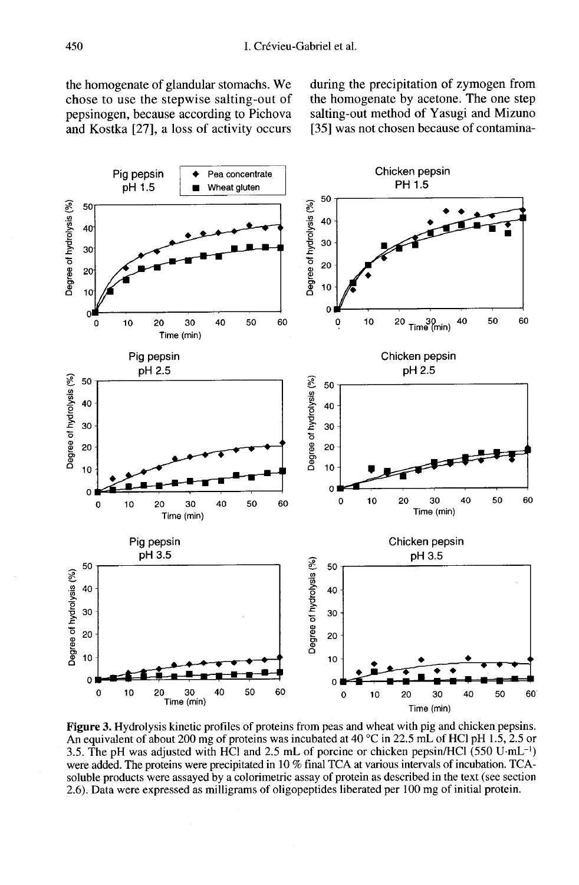the homogenate of glandular stomachs. We chose to use the stepwise salting-out of pepsinogen, because according to Pichova and Kostka [27], a loss of activity occurs during the precipitation of zymogen from the homogenate by acetone. The one step salting-out method of Yasugi and Mizuno [35] was not chosen because of contamina-

**Figure 3.** Hydrolysis kinetic profiles of proteins from peas and wheat with pig and chicken pepsins. An equivalent of about 200 mg of proteins was incubated at 40 °C in 22.5 mL of HCl pH 1.5, 2.5 or 3.5. The pH was adjusted with HCl and 2.5 mL of porcine or chicken pepsin/HCl (550 $U \cdot mL^{-1}$) were added. The proteins were precipitated in 10 % final TCA at various intervals of incubation. TCA-soluble products were assayed by a colorimetric assay of protein as described in the text (see section 2.6). Data were expressed as milligrams of oligopeptides liberated per 100 mg of initial protein.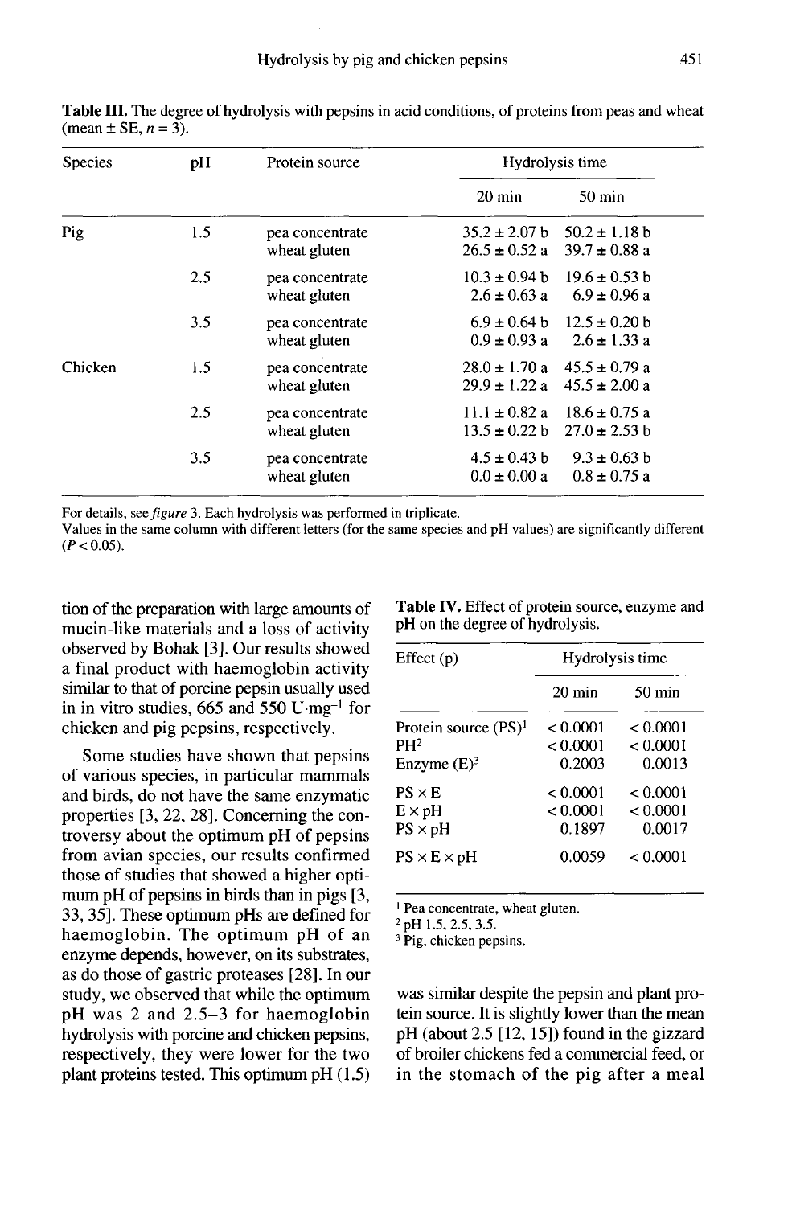**Table III.** The degree of hydrolysis with pepsins in acid conditions, of proteins from peas and wheat (mean ± SE, $n = 3$).

| Species | pH | Protein source | Hydrolysis time | |
|---|---|---|---|---|
| | | | 20 min | 50 min |
| Pig | 1.5 | pea concentrate | 35.2 ± 2.07 b | 50.2 ± 1.18 b |
| | | wheat gluten | 26.5 ± 0.52 a | 39.7 ± 0.88 a |
| | 2.5 | pea concentrate | 10.3 ± 0.94 b | 19.6 ± 0.53 b |
| | | wheat gluten | 2.6 ± 0.63 a | 6.9 ± 0.96 a |
| | 3.5 | pea concentrate | 6.9 ± 0.64 b | 12.5 ± 0.20 b |
| | | wheat gluten | 0.9 ± 0.93 a | 2.6 ± 1.33 a |
| Chicken | 1.5 | pea concentrate | 28.0 ± 1.70 a | 45.5 ± 0.79 a |
| | | wheat gluten | 29.9 ± 1.22 a | 45.5 ± 2.00 a |
| | 2.5 | pea concentrate | 11.1 ± 0.82 a | 18.6 ± 0.75 a |
| | | wheat gluten | 13.5 ± 0.22 b | 27.0 ± 2.53 b |
| | 3.5 | pea concentrate | 4.5 ± 0.43 b | 9.3 ± 0.63 b |
| | | wheat gluten | 0.0 ± 0.00 a | 0.8 ± 0.75 a |

For details, see *figure* 3. Each hydrolysis was performed in triplicate.
Values in the same column with different letters (for the same species and pH values) are significantly different ($P < 0.05$).

tion of the preparation with large amounts of mucin-like materials and a loss of activity observed by Bohak [3]. Our results showed a final product with haemoglobin activity similar to that of porcine pepsin usually used in in vitro studies, 665 and 550 $U \cdot mg^{-1}$ for chicken and pig pepsins, respectively.

Some studies have shown that pepsins of various species, in particular mammals and birds, do not have the same enzymatic properties [3, 22, 28]. Concerning the controversy about the optimum pH of pepsins from avian species, our results confirmed those of studies that showed a higher optimum pH of pepsins in birds than in pigs [3, 33, 35]. These optimum pHs are defined for haemoglobin. The optimum pH of an enzyme depends, however, on its substrates, as do those of gastric proteases [28]. In our study, we observed that while the optimum pH was 2 and 2.5–3 for haemoglobin hydrolysis with porcine and chicken pepsins, respectively, they were lower for the two plant proteins tested. This optimum pH (1.5) was similar despite the pepsin and plant protein source. It is slightly lower than the mean pH (about 2.5 [12, 15]) found in the gizzard of broiler chickens fed a commercial feed, or in the stomach of the pig after a meal

**Table IV.** Effect of protein source, enzyme and pH on the degree of hydrolysis.

| Effect (p) | Hydrolysis time | |
|---|---|---|
| | 20 min | 50 min |
| Protein source (PS)[1] | < 0.0001 | < 0.0001 |
| PH[2] | < 0.0001 | < 0.0001 |
| Enzyme (E)[3] | 0.2003 | 0.0013 |
| PS × E | < 0.0001 | < 0.0001 |
| E × pH | < 0.0001 | < 0.0001 |
| PS × pH | 0.1897 | 0.0017 |
| PS × E × pH | 0.0059 | < 0.0001 |

[1] Pea concentrate, wheat gluten.
[2] pH 1.5, 2.5, 3.5.
[3] Pig, chicken pepsins.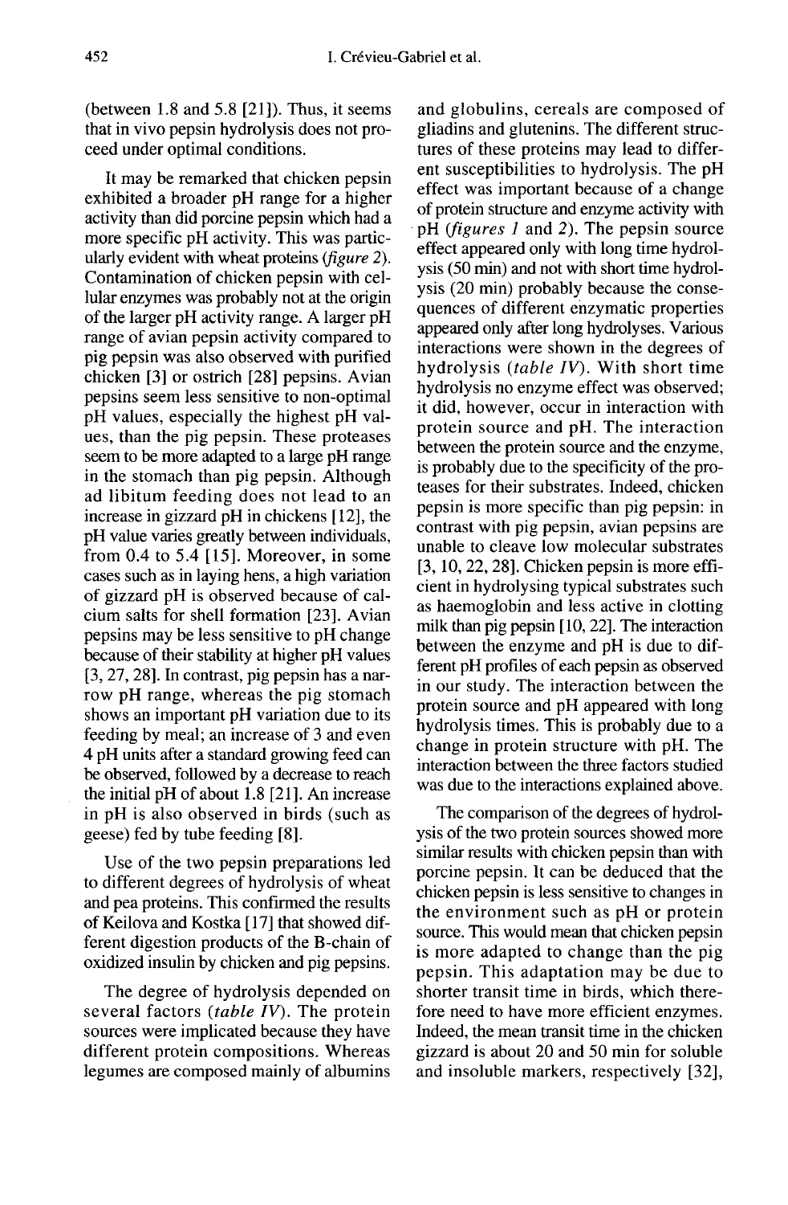(between 1.8 and 5.8 [21]). Thus, it seems that in vivo pepsin hydrolysis does not proceed under optimal conditions.

It may be remarked that chicken pepsin exhibited a broader pH range for a higher activity than did porcine pepsin which had a more specific pH activity. This was particularly evident with wheat proteins (*figure 2*). Contamination of chicken pepsin with cellular enzymes was probably not at the origin of the larger pH activity range. A larger pH range of avian pepsin activity compared to pig pepsin was also observed with purified chicken [3] or ostrich [28] pepsins. Avian pepsins seem less sensitive to non-optimal pH values, especially the highest pH values, than the pig pepsin. These proteases seem to be more adapted to a large pH range in the stomach than pig pepsin. Although ad libitum feeding does not lead to an increase in gizzard pH in chickens [12], the pH value varies greatly between individuals, from 0.4 to 5.4 [15]. Moreover, in some cases such as in laying hens, a high variation of gizzard pH is observed because of calcium salts for shell formation [23]. Avian pepsins may be less sensitive to pH change because of their stability at higher pH values [3, 27, 28]. In contrast, pig pepsin has a narrow pH range, whereas the pig stomach shows an important pH variation due to its feeding by meal; an increase of 3 and even 4 pH units after a standard growing feed can be observed, followed by a decrease to reach the initial pH of about 1.8 [21]. An increase in pH is also observed in birds (such as geese) fed by tube feeding [8].

Use of the two pepsin preparations led to different degrees of hydrolysis of wheat and pea proteins. This confirmed the results of Keilova and Kostka [17] that showed different digestion products of the B-chain of oxidized insulin by chicken and pig pepsins.

The degree of hydrolysis depended on several factors (*table IV*). The protein sources were implicated because they have different protein compositions. Whereas legumes are composed mainly of albumins and globulins, cereals are composed of gliadins and glutenins. The different structures of these proteins may lead to different susceptibilities to hydrolysis. The pH effect was important because of a change of protein structure and enzyme activity with pH (*figures 1* and *2*). The pepsin source effect appeared only with long time hydrolysis (50 min) and not with short time hydrolysis (20 min) probably because the consequences of different enzymatic properties appeared only after long hydrolyses. Various interactions were shown in the degrees of hydrolysis (*table IV*). With short time hydrolysis no enzyme effect was observed; it did, however, occur in interaction with protein source and pH. The interaction between the protein source and the enzyme, is probably due to the specificity of the proteases for their substrates. Indeed, chicken pepsin is more specific than pig pepsin: in contrast with pig pepsin, avian pepsins are unable to cleave low molecular substrates [3, 10, 22, 28]. Chicken pepsin is more efficient in hydrolysing typical substrates such as haemoglobin and less active in clotting milk than pig pepsin [10, 22]. The interaction between the enzyme and pH is due to different pH profiles of each pepsin as observed in our study. The interaction between the protein source and pH appeared with long hydrolysis times. This is probably due to a change in protein structure with pH. The interaction between the three factors studied was due to the interactions explained above.

The comparison of the degrees of hydrolysis of the two protein sources showed more similar results with chicken pepsin than with porcine pepsin. It can be deduced that the chicken pepsin is less sensitive to changes in the environment such as pH or protein source. This would mean that chicken pepsin is more adapted to change than the pig pepsin. This adaptation may be due to shorter transit time in birds, which therefore need to have more efficient enzymes. Indeed, the mean transit time in the chicken gizzard is about 20 and 50 min for soluble and insoluble markers, respectively [32],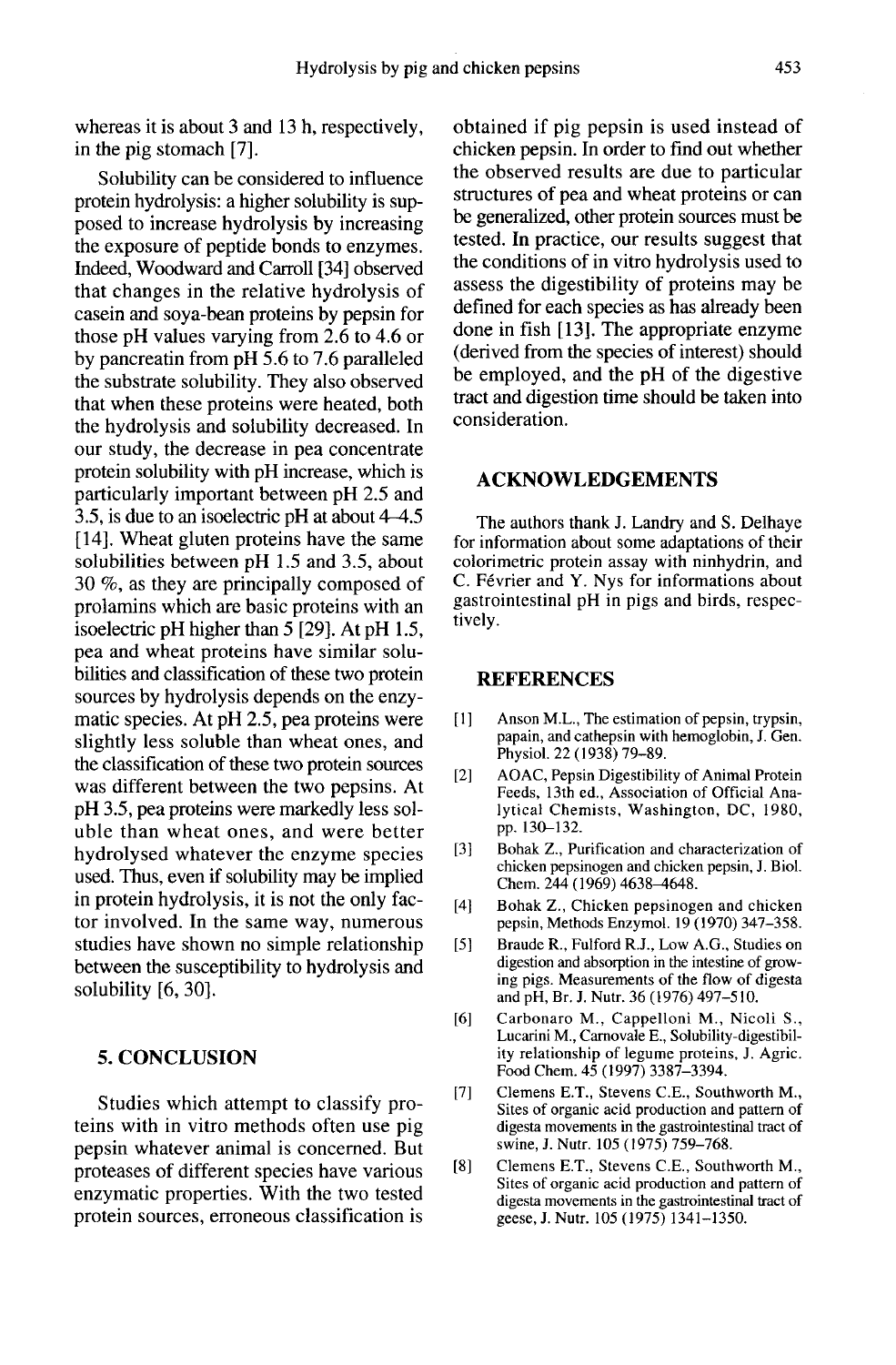whereas it is about 3 and 13 h, respectively, in the pig stomach [7].

Solubility can be considered to influence protein hydrolysis: a higher solubility is supposed to increase hydrolysis by increasing the exposure of peptide bonds to enzymes. Indeed, Woodward and Carroll [34] observed that changes in the relative hydrolysis of casein and soya-bean proteins by pepsin for those pH values varying from 2.6 to 4.6 or by pancreatin from pH 5.6 to 7.6 paralleled the substrate solubility. They also observed that when these proteins were heated, both the hydrolysis and solubility decreased. In our study, the decrease in pea concentrate protein solubility with pH increase, which is particularly important between pH 2.5 and 3.5, is due to an isoelectric pH at about 4–4.5 [14]. Wheat gluten proteins have the same solubilities between pH 1.5 and 3.5, about 30 %, as they are principally composed of prolamins which are basic proteins with an isoelectric pH higher than 5 [29]. At pH 1.5, pea and wheat proteins have similar solubilities and classification of these two protein sources by hydrolysis depends on the enzymatic species. At pH 2.5, pea proteins were slightly less soluble than wheat ones, and the classification of these two protein sources was different between the two pepsins. At pH 3.5, pea proteins were markedly less soluble than wheat ones, and were better hydrolysed whatever the enzyme species used. Thus, even if solubility may be implied in protein hydrolysis, it is not the only factor involved. In the same way, numerous studies have shown no simple relationship between the susceptibility to hydrolysis and solubility [6, 30].

## 5. CONCLUSION

Studies which attempt to classify proteins with in vitro methods often use pig pepsin whatever animal is concerned. But proteases of different species have various enzymatic properties. With the two tested protein sources, erroneous classification is obtained if pig pepsin is used instead of chicken pepsin. In order to find out whether the observed results are due to particular structures of pea and wheat proteins or can be generalized, other protein sources must be tested. In practice, our results suggest that the conditions of in vitro hydrolysis used to assess the digestibility of proteins may be defined for each species as has already been done in fish [13]. The appropriate enzyme (derived from the species of interest) should be employed, and the pH of the digestive tract and digestion time should be taken into consideration.

## ACKNOWLEDGEMENTS

The authors thank J. Landry and S. Delhaye for information about some adaptations of their colorimetric protein assay with ninhydrin, and C. Février and Y. Nys for informations about gastrointestinal pH in pigs and birds, respectively.

## REFERENCES

[1] Anson M.L., The estimation of pepsin, trypsin, papain, and cathepsin with hemoglobin, J. Gen. Physiol. 22 (1938) 79–89.

[2] AOAC, Pepsin Digestibility of Animal Protein Feeds, 13th ed., Association of Official Analytical Chemists, Washington, DC, 1980, pp. 130–132.

[3] Bohak Z., Purification and characterization of chicken pepsinogen and chicken pepsin, J. Biol. Chem. 244 (1969) 4638–4648.

[4] Bohak Z., Chicken pepsinogen and chicken pepsin, Methods Enzymol. 19 (1970) 347–358.

[5] Braude R., Fulford R.J., Low A.G., Studies on digestion and absorption in the intestine of growing pigs. Measurements of the flow of digesta and pH, Br. J. Nutr. 36 (1976) 497–510.

[6] Carbonaro M., Cappelloni M., Nicoli S., Lucarini M., Carnovale E., Solubility-digestibility relationship of legume proteins, J. Agric. Food Chem. 45 (1997) 3387–3394.

[7] Clemens E.T., Stevens C.E., Southworth M., Sites of organic acid production and pattern of digesta movements in the gastrointestinal tract of swine, J. Nutr. 105 (1975) 759–768.

[8] Clemens E.T., Stevens C.E., Southworth M., Sites of organic acid production and pattern of digesta movements in the gastrointestinal tract of geese, J. Nutr. 105 (1975) 1341–1350.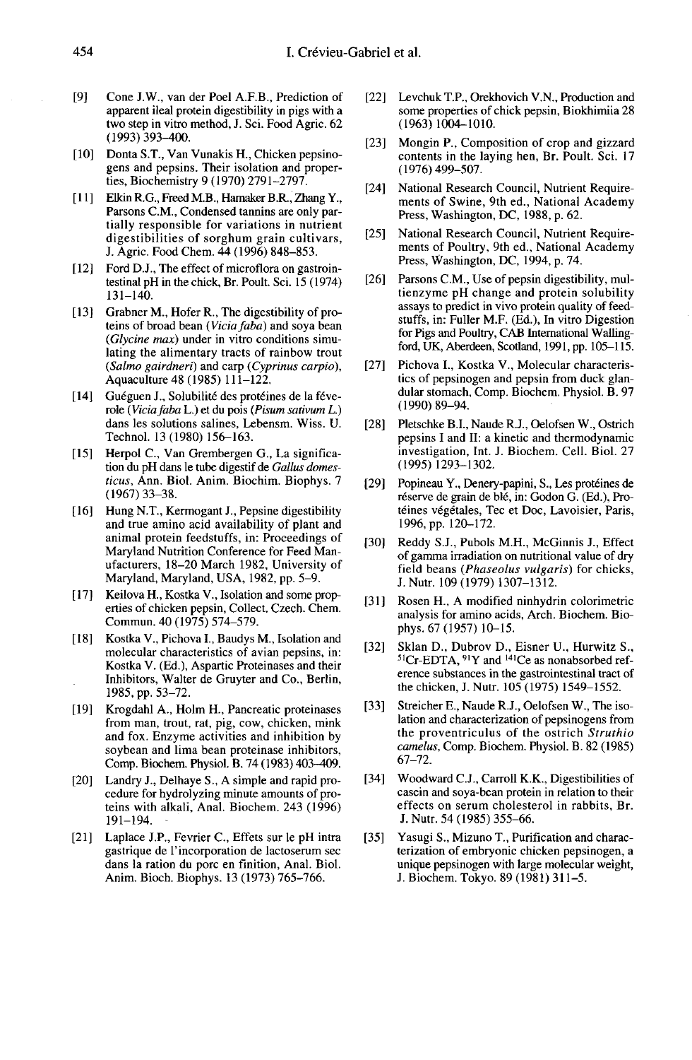[9] Cone J.W., van der Poel A.F.B., Prediction of apparent ileal protein digestibility in pigs with a two step in vitro method, J. Sci. Food Agric. 62 (1993) 393–400.

[10] Donta S.T., Van Vunakis H., Chicken pepsinogens and pepsins. Their isolation and properties, Biochemistry 9 (1970) 2791–2797.

[11] Elkin R.G., Freed M.B., Hamaker B.R., Zhang Y., Parsons C.M., Condensed tannins are only partially responsible for variations in nutrient digestibilities of sorghum grain cultivars, J. Agric. Food Chem. 44 (1996) 848–853.

[12] Ford D.J., The effect of microflora on gastrointestinal pH in the chick, Br. Poult. Sci. 15 (1974) 131–140.

[13] Grabner M., Hofer R., The digestibility of proteins of broad bean (*Vicia faba*) and soya bean (*Glycine max*) under in vitro conditions simulating the alimentary tracts of rainbow trout (*Salmo gairdneri*) and carp (*Cyprinus carpio*), Aquaculture 48 (1985) 111–122.

[14] Guéguen J., Solubilité des protéines de la féverole (*Vicia faba* L.) et du pois (*Pisum sativum L.*) dans les solutions salines, Lebensm. Wiss. U. Technol. 13 (1980) 156–163.

[15] Herpol C., Van Grembergen G., La signification du pH dans le tube digestif de *Gallus domesticus*, Ann. Biol. Anim. Biochim. Biophys. 7 (1967) 33–38.

[16] Hung N.T., Kermogant J., Pepsine digestibility and true amino acid availability of plant and animal protein feedstuffs, in: Proceedings of Maryland Nutrition Conference for Feed Manufacturers, 18–20 March 1982, University of Maryland, Maryland, USA, 1982, pp. 5–9.

[17] Keilova H., Kostka V., Isolation and some properties of chicken pepsin, Collect. Czech. Chem. Commun. 40 (1975) 574–579.

[18] Kostka V., Pichova I., Baudys M., Isolation and molecular characteristics of avian pepsins, in: Kostka V. (Ed.), Aspartic Proteinases and their Inhibitors, Walter de Gruyter and Co., Berlin, 1985, pp. 53–72.

[19] Krogdahl A., Holm H., Pancreatic proteinases from man, trout, rat, pig, cow, chicken, mink and fox. Enzyme activities and inhibition by soybean and lima bean proteinase inhibitors, Comp. Biochem. Physiol. B. 74 (1983) 403–409.

[20] Landry J., Delhaye S., A simple and rapid procedure for hydrolyzing minute amounts of proteins with alkali, Anal. Biochem. 243 (1996) 191–194.

[21] Laplace J.P., Fevrier C., Effets sur le pH intra gastrique de l'incorporation de lactoserum sec dans la ration du porc en finition, Anal. Biol. Anim. Bioch. Biophys. 13 (1973) 765–766.

[22] Levchuk T.P., Orekhovich V.N., Production and some properties of chick pepsin, Biokhimiia 28 (1963) 1004–1010.

[23] Mongin P., Composition of crop and gizzard contents in the laying hen, Br. Poult. Sci. 17 (1976) 499–507.

[24] National Research Council, Nutrient Requirements of Swine, 9th ed., National Academy Press, Washington, DC, 1988, p. 62.

[25] National Research Council, Nutrient Requirements of Poultry, 9th ed., National Academy Press, Washington, DC, 1994, p. 74.

[26] Parsons C.M., Use of pepsin digestibility, multienzyme pH change and protein solubility assays to predict in vivo protein quality of feedstuffs, in: Fuller M.F. (Ed.), In vitro Digestion for Pigs and Poultry, CAB International Wallingford, UK, Aberdeen, Scotland, 1991, pp. 105–115.

[27] Pichova I., Kostka V., Molecular characteristics of pepsinogen and pepsin from duck glandular stomach, Comp. Biochem. Physiol. B. 97 (1990) 89–94.

[28] Pletschke B.I., Naude R.J., Oelofsen W., Ostrich pepsins I and II: a kinetic and thermodynamic investigation, Int. J. Biochem. Cell. Biol. 27 (1995) 1293–1302.

[29] Popineau Y., Denery-papini, S., Les protéines de réserve de grain de blé, in: Godon G. (Ed.), Protéines végétales, Tec et Doc, Lavoisier, Paris, 1996, pp. 120–172.

[30] Reddy S.J., Pubols M.H., McGinnis J., Effect of gamma irradiation on nutritional value of dry field beans (*Phaseolus vulgaris*) for chicks, J. Nutr. 109 (1979) 1307–1312.

[31] Rosen H., A modified ninhydrin colorimetric analysis for amino acids, Arch. Biochem. Biophys. 67 (1957) 10–15.

[32] Sklan D., Dubrov D., Eisner U., Hurwitz S., $^{51}$Cr-EDTA, $^{91}$Y and $^{141}$Ce as nonabsorbed reference substances in the gastrointestinal tract of the chicken, J. Nutr. 105 (1975) 1549–1552.

[33] Streicher E., Naude R.J., Oelofsen W., The isolation and characterization of pepsinogens from the proventriculus of the ostrich *Struthio camelus*, Comp. Biochem. Physiol. B. 82 (1985) 67–72.

[34] Woodward C.J., Carroll K.K., Digestibilities of casein and soya-bean protein in relation to their effects on serum cholesterol in rabbits, Br. J. Nutr. 54 (1985) 355–66.

[35] Yasugi S., Mizuno T., Purification and characterization of embryonic chicken pepsinogen, a unique pepsinogen with large molecular weight, J. Biochem. Tokyo. 89 (1981) 311–5.